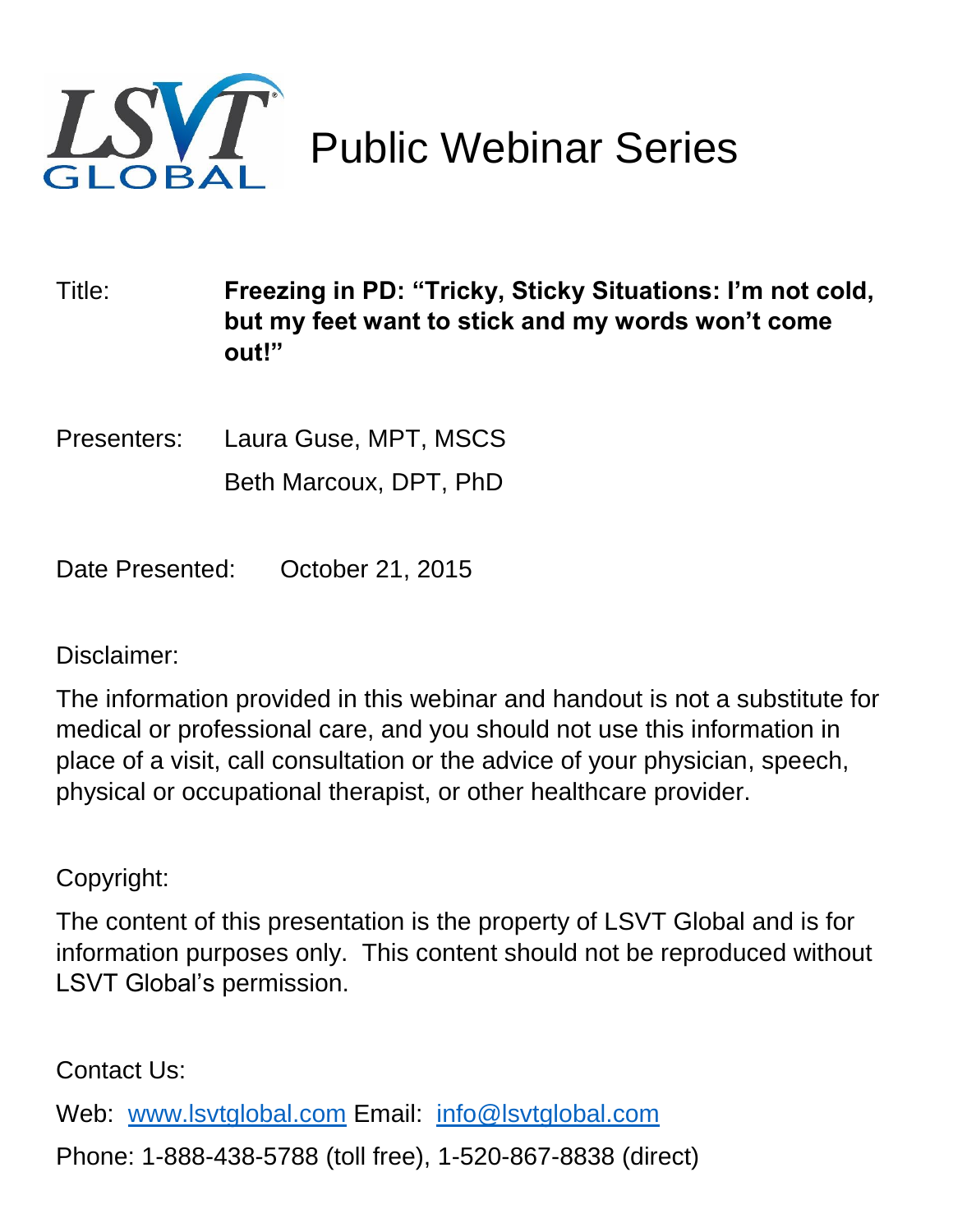# LSVT GLOBAL Public Webinar Series

Title: **Freezing in PD: "Tricky, Sticky Situations: I'm not cold, but my feet want to stick and my words won't come out!"**

Presenters: Laura Guse, MPT, MSCS

Beth Marcoux, DPT, PhD

Date Presented: October 21, 2015

Disclaimer:

The information provided in this webinar and handout is not a substitute for medical or professional care, and you should not use this information in place of a visit, call consultation or the advice of your physician, speech, physical or occupational therapist, or other healthcare provider.

Copyright:

The content of this presentation is the property of LSVT Global and is for information purposes only. This content should not be reproduced without LSVT Global's permission.

Contact Us:

Web: [www.lsvtglobal.com](http://www.lsvtglobal.com) Email: [info@lsvtglobal.com](mailto:info@lsvtglobal.com)

Phone: 1-888-438-5788 (toll free), 1-520-867-8838 (direct)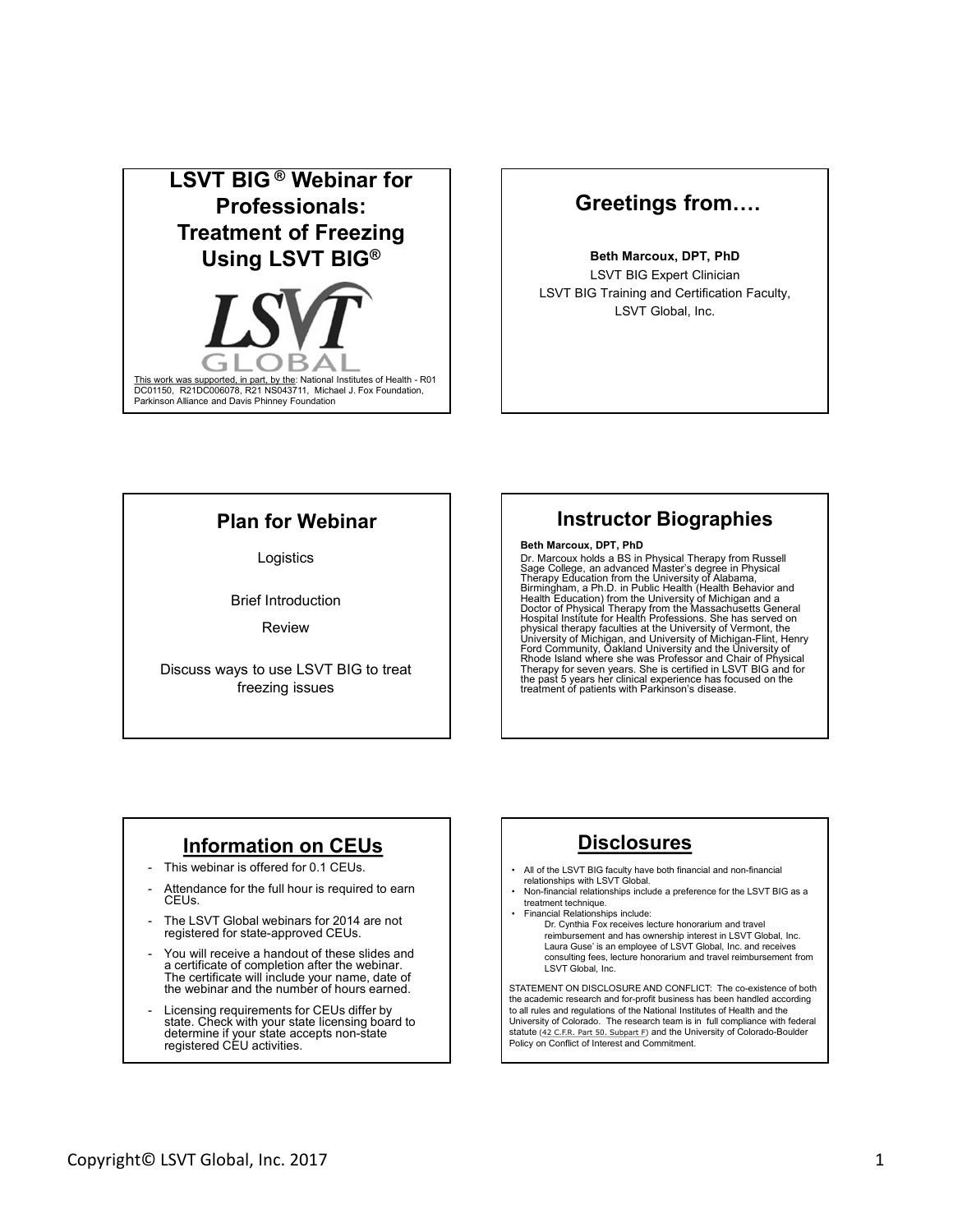# LSVT BIG® Webinar for Professionals: Treatment of Freezing Using LSVT BIG®

LSVT GLOBAL

This work was supported, in part, by the: National Institutes of Health - R01 DC01150, R21DC006078, R21 NS043711, Michael J. Fox Foundation, Parkinson Alliance and Davis Phinney Foundation

## Greetings from….

**Beth Marcoux, DPT, PhD**
LSVT BIG Expert Clinician
LSVT BIG Training and Certification Faculty,
LSVT Global, Inc.

## Plan for Webinar

Logistics

Brief Introduction

Review

Discuss ways to use LSVT BIG to treat freezing issues

## Instructor Biographies

**Beth Marcoux, DPT, PhD**

Dr. Marcoux holds a BS in Physical Therapy from Russell Sage College, an advanced Master's degree in Physical Therapy Education from the University of Alabama, Birmingham, a Ph.D. in Public Health (Health Behavior and Health Education) from the University of Michigan and a Doctor of Physical Therapy from the Massachusetts General Hospital Institute for Health Professions. She has served on physical therapy faculties at the University of Vermont, the University of Michigan, and University of Michigan-Flint, Henry Ford Community, Oakland University and the University of Rhode Island where she was Professor and Chair of Physical Therapy for seven years. She is certified in LSVT BIG and for the past 5 years her clinical experience has focused on the treatment of patients with Parkinson's disease.

## Information on CEUs

- This webinar is offered for 0.1 CEUs.
- Attendance for the full hour is required to earn CEUs.
- The LSVT Global webinars for 2014 are not registered for state-approved CEUs.
- You will receive a handout of these slides and a certificate of completion after the webinar. The certificate will include your name, date of the webinar and the number of hours earned.
- Licensing requirements for CEUs differ by state. Check with your state licensing board to determine if your state accepts non-state registered CEU activities.

## Disclosures

- All of the LSVT BIG faculty have both financial and non-financial relationships with LSVT Global.
- Non-financial relationships include a preference for the LSVT BIG as a treatment technique.
- Financial Relationships include:
  - Dr. Cynthia Fox receives lecture honorarium and travel reimbursement and has ownership interest in LSVT Global, Inc.
  - Laura Guse' is an employee of LSVT Global, Inc. and receives consulting fees, lecture honorarium and travel reimbursement from LSVT Global, Inc.

STATEMENT ON DISCLOSURE AND CONFLICT: The co-existence of both the academic research and for-profit business has been handled according to all rules and regulations of the National Institutes of Health and the University of Colorado. The research team is in full compliance with federal statute (42 C.F.R. Part 50. Subpart F) and the University of Colorado-Boulder Policy on Conflict of Interest and Commitment.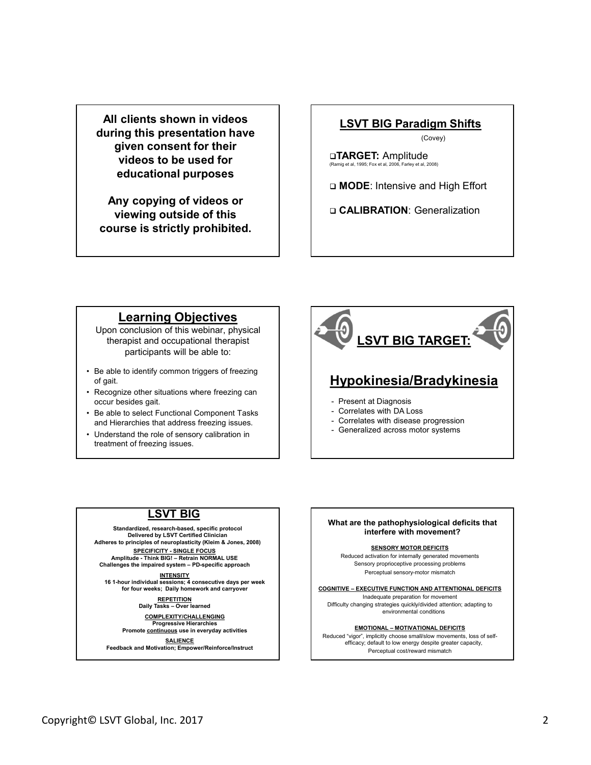**All clients shown in videos during this presentation have given consent for their videos to be used for educational purposes**

**Any copying of videos or viewing outside of this course is strictly prohibited.**

## LSVT BIG Paradigm Shifts

(Covey)

- **TARGET:** Amplitude
  (Ramig et al, 1995; Fox et al, 2006, Farley et al, 2008)
- **MODE**: Intensive and High Effort
- **CALIBRATION**: Generalization

## Learning Objectives

Upon conclusion of this webinar, physical therapist and occupational therapist participants will be able to:

- Be able to identify common triggers of freezing of gait.
- Recognize other situations where freezing can occur besides gait.
- Be able to select Functional Component Tasks and Hierarchies that address freezing issues.
- Understand the role of sensory calibration in treatment of freezing issues.

## LSVT BIG TARGET:

## Hypokinesia/Bradykinesia

- Present at Diagnosis
- Correlates with DA Loss
- Correlates with disease progression
- Generalized across motor systems

## LSVT BIG

**Standardized, research-based, specific protocol**
**Delivered by LSVT Certified Clinician**
**Adheres to principles of neuroplasticity (Kleim & Jones, 2008)**

**SPECIFICITY - SINGLE FOCUS**
**Amplitude - Think BIG! – Retrain NORMAL USE**
**Challenges the impaired system – PD-specific approach**

**INTENSITY**
**16 1-hour individual sessions; 4 consecutive days per week for four weeks; Daily homework and carryover**

**REPETITION**
**Daily Tasks – Over learned**

**COMPLEXITY/CHALLENGING**
**Progressive Hierarchies**
**Promote continuous use in everyday activities**

**SALIENCE**
**Feedback and Motivation; Empower/Reinforce/Instruct**

**What are the pathophysiological deficits that interfere with movement?**

**SENSORY MOTOR DEFICITS**
Reduced activation for internally generated movements
Sensory proprioceptive processing problems
Perceptual sensory-motor mismatch

**COGNITIVE – EXECUTIVE FUNCTION AND ATTENTIONAL DEFICITS**
Inadequate preparation for movement
Difficulty changing strategies quickly/divided attention; adapting to environmental conditions

**EMOTIONAL – MOTIVATIONAL DEFICITS**
Reduced "vigor", implicitly choose small/slow movements, loss of self-efficacy; default to low energy despite greater capacity,
Perceptual cost/reward mismatch

Copyright© LSVT Global, Inc. 2017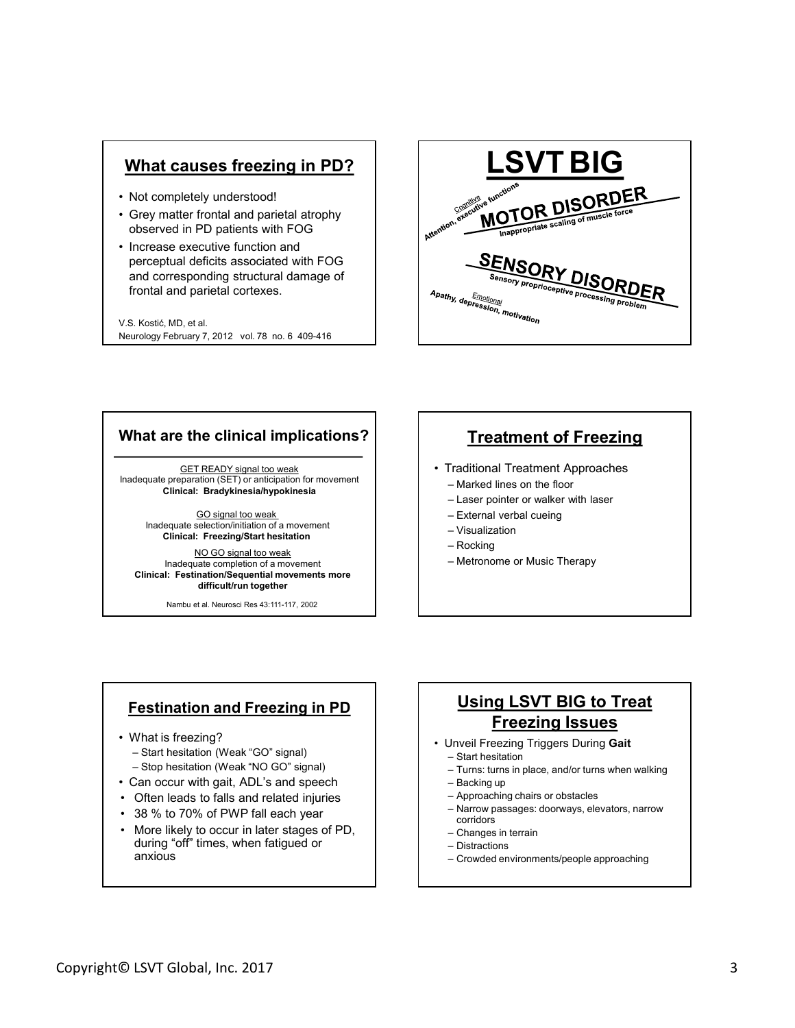## What causes freezing in PD?

- Not completely understood!
- Grey matter frontal and parietal atrophy observed in PD patients with FOG
- Increase executive function and perceptual deficits associated with FOG and corresponding structural damage of frontal and parietal cortexes.

V.S. Kostić, MD, et al.
Neurology February 7, 2012 vol. 78 no. 6 409-416

## LSVT BIG

Cognitive
Attention, executive functions

**MOTOR DISORDER**
Inappropriate scaling of muscle force

**SENSORY DISORDER**
Sensory proprioceptive processing problem

Emotional
Apathy, depression, motivation

## What are the clinical implications?

GET READY signal too weak
Inadequate preparation (SET) or anticipation for movement
**Clinical: Bradykinesia/hypokinesia**

GO signal too weak
Inadequate selection/initiation of a movement
**Clinical: Freezing/Start hesitation**

NO GO signal too weak
Inadequate completion of a movement
**Clinical: Festination/Sequential movements more difficult/run together**

Nambu et al. Neurosci Res 43:111-117, 2002

## Treatment of Freezing

- Traditional Treatment Approaches
  - Marked lines on the floor
  - Laser pointer or walker with laser
  - External verbal cueing
  - Visualization
  - Rocking
  - Metronome or Music Therapy

## Festination and Freezing in PD

- What is freezing?
  - Start hesitation (Weak "GO" signal)
  - Stop hesitation (Weak "NO GO" signal)
- Can occur with gait, ADL's and speech
- Often leads to falls and related injuries
- 38 % to 70% of PWP fall each year
- More likely to occur in later stages of PD, during "off" times, when fatigued or anxious

## Using LSVT BIG to Treat Freezing Issues

- Unveil Freezing Triggers During **Gait**
  - Start hesitation
  - Turns: turns in place, and/or turns when walking
  - Backing up
  - Approaching chairs or obstacles
  - Narrow passages: doorways, elevators, narrow corridors
  - Changes in terrain
  - Distractions
  - Crowded environments/people approaching

Copyright© LSVT Global, Inc. 2017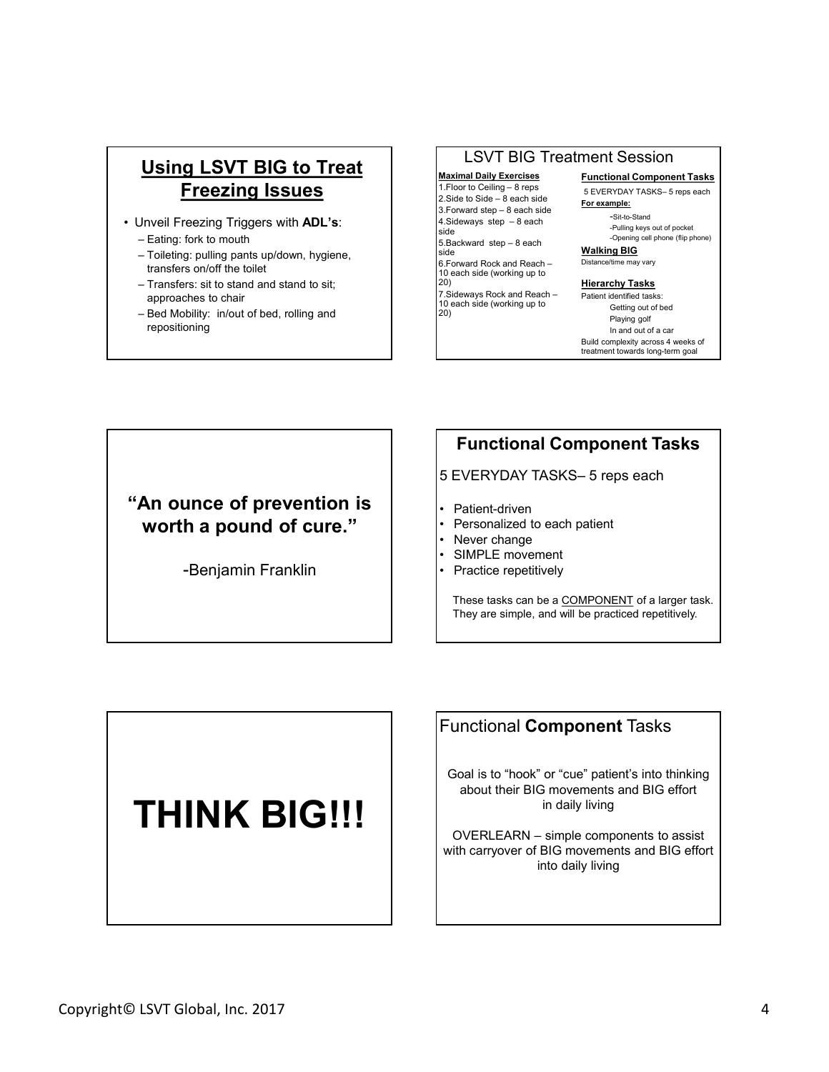## Using LSVT BIG to Treat Freezing Issues

- Unveil Freezing Triggers with **ADL's**:
  - Eating: fork to mouth
  - Toileting: pulling pants up/down, hygiene, transfers on/off the toilet
  - Transfers: sit to stand and stand to sit; approaches to chair
  - Bed Mobility: in/out of bed, rolling and repositioning

## LSVT BIG Treatment Session

**Maximal Daily Exercises**

1. Floor to Ceiling – 8 reps
2. Side to Side – 8 each side
3. Forward step – 8 each side
4. Sideways step – 8 each side
5. Backward step – 8 each side
6. Forward Rock and Reach – 10 each side (working up to 20)
7. Sideways Rock and Reach – 10 each side (working up to 20)

**Functional Component Tasks**

5 EVERYDAY TASKS– 5 reps each

**For example:**

- Sit-to-Stand
- Pulling keys out of pocket
- Opening cell phone (flip phone)

**Walking BIG**

Distance/time may vary

**Hierarchy Tasks**

Patient identified tasks:

- Getting out of bed
- Playing golf
- In and out of a car

Build complexity across 4 weeks of treatment towards long-term goal

---

**"An ounce of prevention is worth a pound of cure."**

-Benjamin Franklin

---

## Functional Component Tasks

5 EVERYDAY TASKS– 5 reps each

- Patient-driven
- Personalized to each patient
- Never change
- SIMPLE movement
- Practice repetitively

These tasks can be a COMPONENT of a larger task. They are simple, and will be practiced repetitively.

---

# THINK BIG!!!

---

## Functional **Component** Tasks

Goal is to "hook" or "cue" patient's into thinking about their BIG movements and BIG effort in daily living

OVERLEARN – simple components to assist with carryover of BIG movements and BIG effort into daily living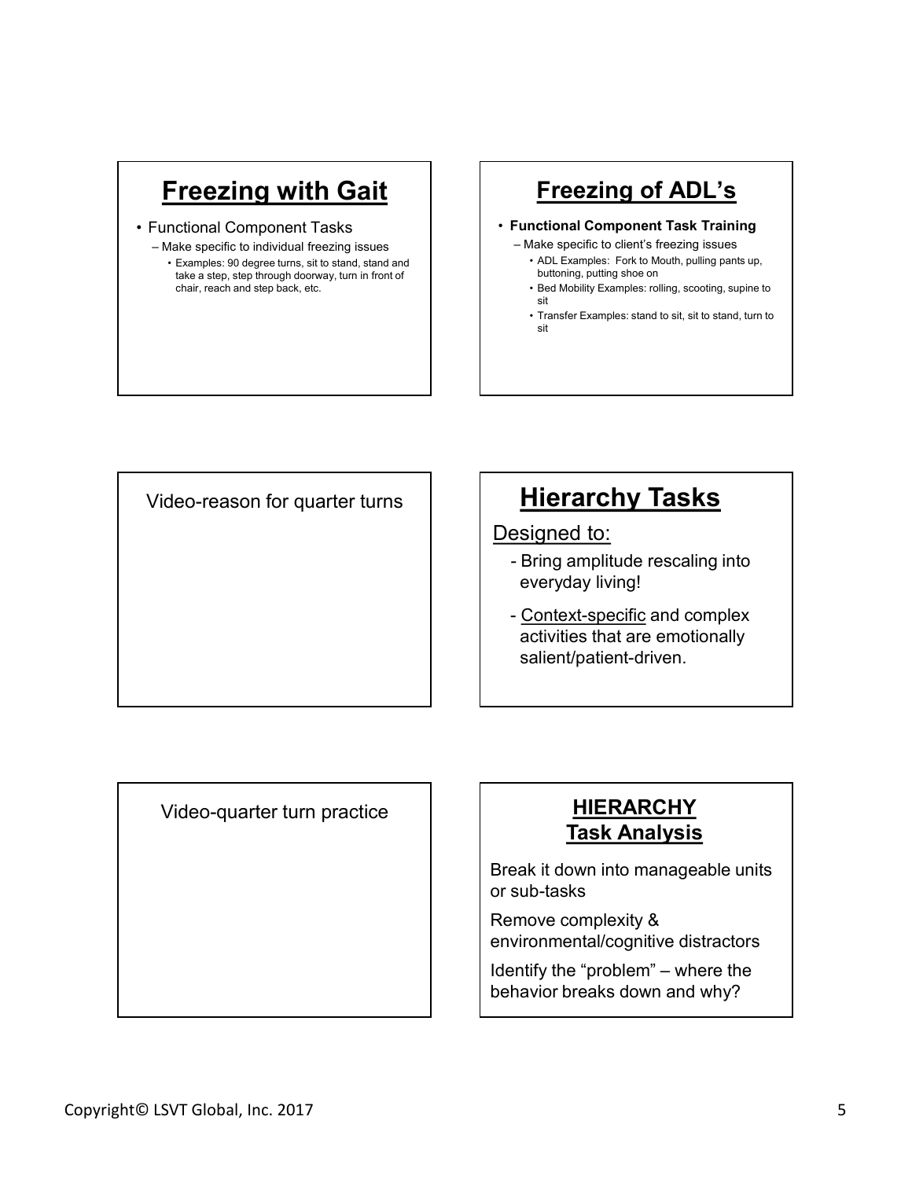## Freezing with Gait

- Functional Component Tasks
  - Make specific to individual freezing issues
    - Examples: 90 degree turns, sit to stand, stand and take a step, step through doorway, turn in front of chair, reach and step back, etc.

## Freezing of ADL's

- **Functional Component Task Training**
  - Make specific to client's freezing issues
    - ADL Examples: Fork to Mouth, pulling pants up, buttoning, putting shoe on
    - Bed Mobility Examples: rolling, scooting, supine to sit
    - Transfer Examples: stand to sit, sit to stand, turn to sit

Video-reason for quarter turns

## Hierarchy Tasks

Designed to:

- Bring amplitude rescaling into everyday living!
- Context-specific and complex activities that are emotionally salient/patient-driven.

Video-quarter turn practice

## HIERARCHY Task Analysis

Break it down into manageable units or sub-tasks

Remove complexity & environmental/cognitive distractors

Identify the "problem" – where the behavior breaks down and why?

Copyright© LSVT Global, Inc. 2017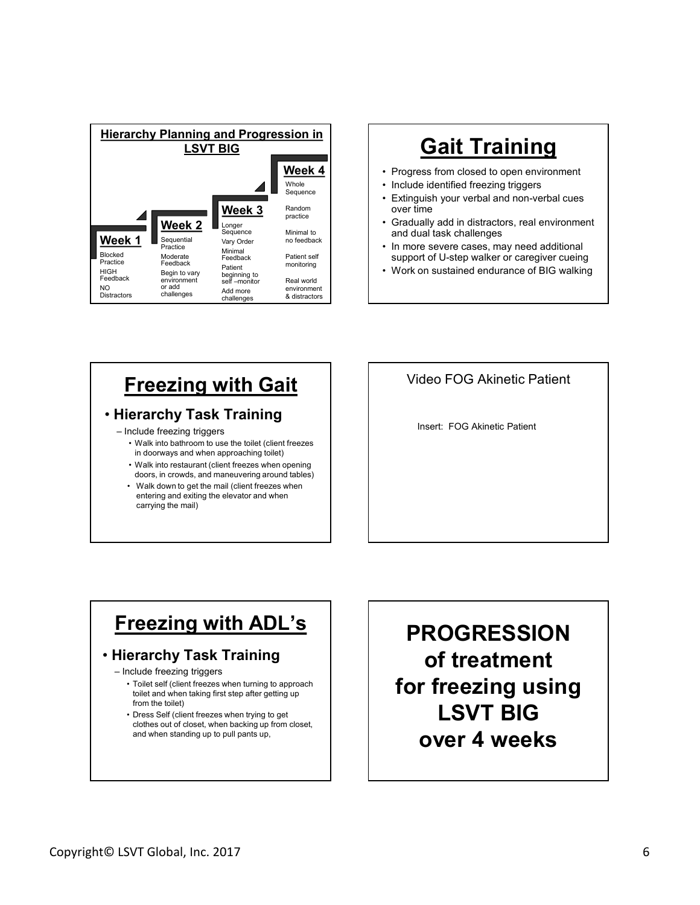## Hierarchy Planning and Progression in LSVT BIG

| Week 1 | Week 2 | Week 3 | Week 4 |
|---|---|---|---|
| Blocked Practice | Sequential Practice | Longer Sequence | Whole Sequence |
| HIGH Feedback | Moderate Feedback | Vary Order | Random practice |
| NO Distractors | Begin to vary environment or add challenges | Minimal Feedback | Minimal to no feedback |
| | | Patient beginning to self –monitor | Patient self monitoring |
| | | Add more challenges | Real world environment & distractors |

## Gait Training

- Progress from closed to open environment
- Include identified freezing triggers
- Extinguish your verbal and non-verbal cues over time
- Gradually add in distractors, real environment and dual task challenges
- In more severe cases, may need additional support of U-step walker or caregiver cueing
- Work on sustained endurance of BIG walking

## Freezing with Gait

- **Hierarchy Task Training**
  - Include freezing triggers
    - Walk into bathroom to use the toilet (client freezes in doorways and when approaching toilet)
    - Walk into restaurant (client freezes when opening doors, in crowds, and maneuvering around tables)
    - Walk down to get the mail (client freezes when entering and exiting the elevator and when carrying the mail)

Video FOG Akinetic Patient

Insert: FOG Akinetic Patient

## Freezing with ADL's

- **Hierarchy Task Training**
  - Include freezing triggers
    - Toilet self (client freezes when turning to approach toilet and when taking first step after getting up from the toilet)
    - Dress Self (client freezes when trying to get clothes out of closet, when backing up from closet, and when standing up to pull pants up,

## PROGRESSION of treatment for freezing using LSVT BIG over 4 weeks

Copyright© LSVT Global, Inc. 2017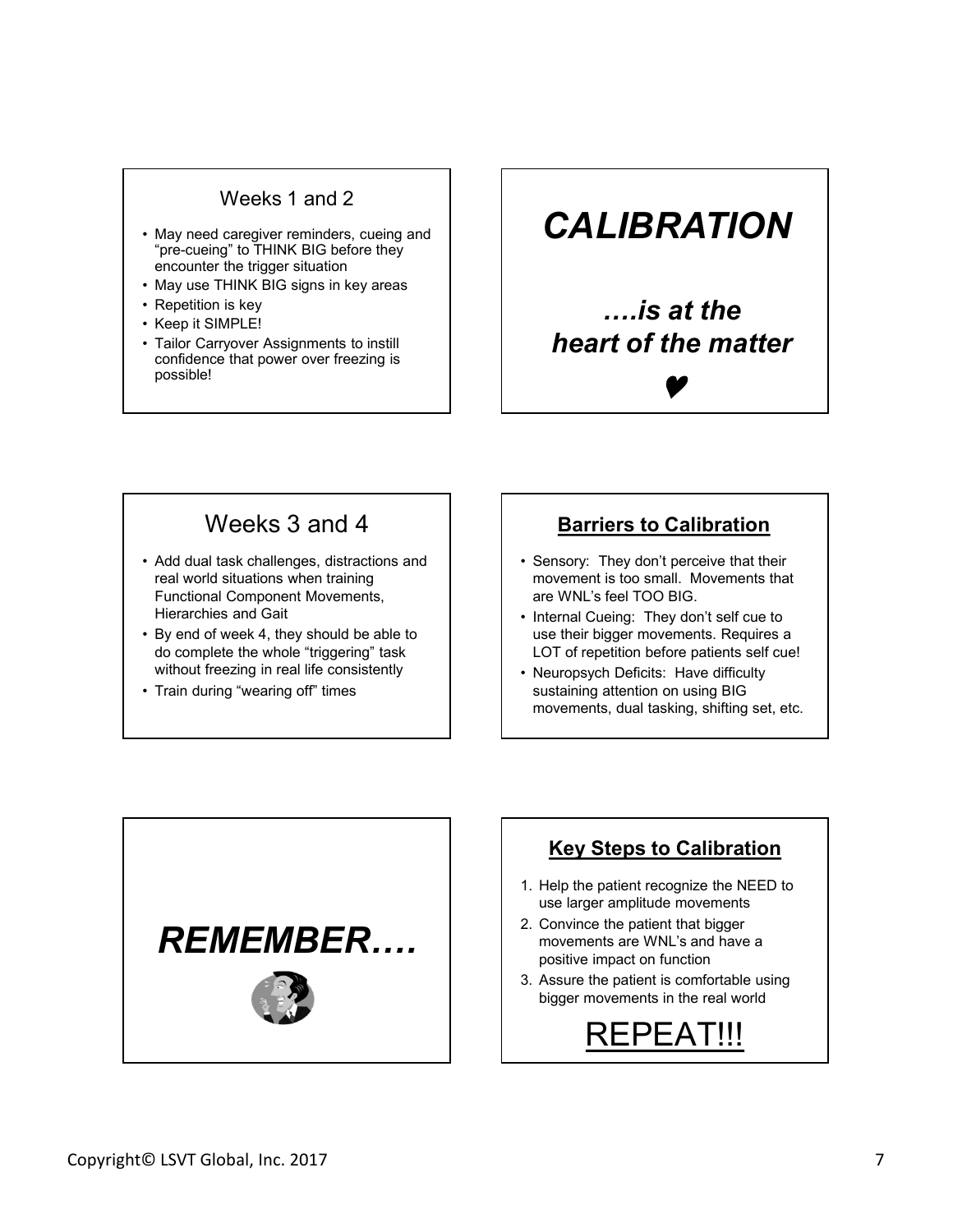## Weeks 1 and 2

- May need caregiver reminders, cueing and "pre-cueing" to THINK BIG before they encounter the trigger situation
- May use THINK BIG signs in key areas
- Repetition is key
- Keep it SIMPLE!
- Tailor Carryover Assignments to instill confidence that power over freezing is possible!

# *CALIBRATION*

## *….is at the heart of the matter*

♥

## Weeks 3 and 4

- Add dual task challenges, distractions and real world situations when training Functional Component Movements, Hierarchies and Gait
- By end of week 4, they should be able to do complete the whole "triggering" task without freezing in real life consistently
- Train during "wearing off" times

## Barriers to Calibration

- Sensory: They don't perceive that their movement is too small. Movements that are WNL's feel TOO BIG.
- Internal Cueing: They don't self cue to use their bigger movements. Requires a LOT of repetition before patients self cue!
- Neuropsych Deficits: Have difficulty sustaining attention on using BIG movements, dual tasking, shifting set, etc.

# *REMEMBER….*

## Key Steps to Calibration

1. Help the patient recognize the NEED to use larger amplitude movements
2. Convince the patient that bigger movements are WNL's and have a positive impact on function
3. Assure the patient is comfortable using bigger movements in the real world

REPEAT!!!

Copyright© LSVT Global, Inc. 2017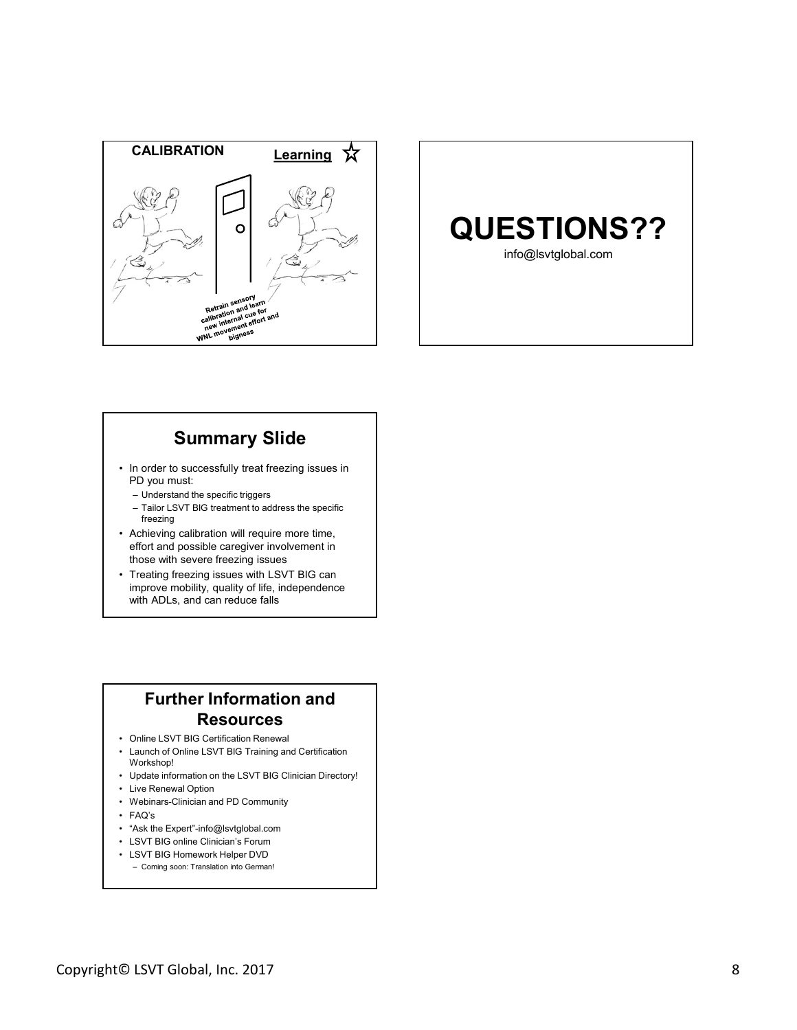## CALIBRATION

**Learning** ☆

Retrain sensory calibration and learn new internal cue for WNL movement effort and bigness

## QUESTIONS??

info@lsvtglobal.com

## Summary Slide

- In order to successfully treat freezing issues in PD you must:
  - Understand the specific triggers
  - Tailor LSVT BIG treatment to address the specific freezing
- Achieving calibration will require more time, effort and possible caregiver involvement in those with severe freezing issues
- Treating freezing issues with LSVT BIG can improve mobility, quality of life, independence with ADLs, and can reduce falls

## Further Information and Resources

- Online LSVT BIG Certification Renewal
- Launch of Online LSVT BIG Training and Certification Workshop!
- Update information on the LSVT BIG Clinician Directory!
- Live Renewal Option
- Webinars-Clinician and PD Community
- FAQ's
- "Ask the Expert"-info@lsvtglobal.com
- LSVT BIG online Clinician's Forum
- LSVT BIG Homework Helper DVD
  - Coming soon: Translation into German!